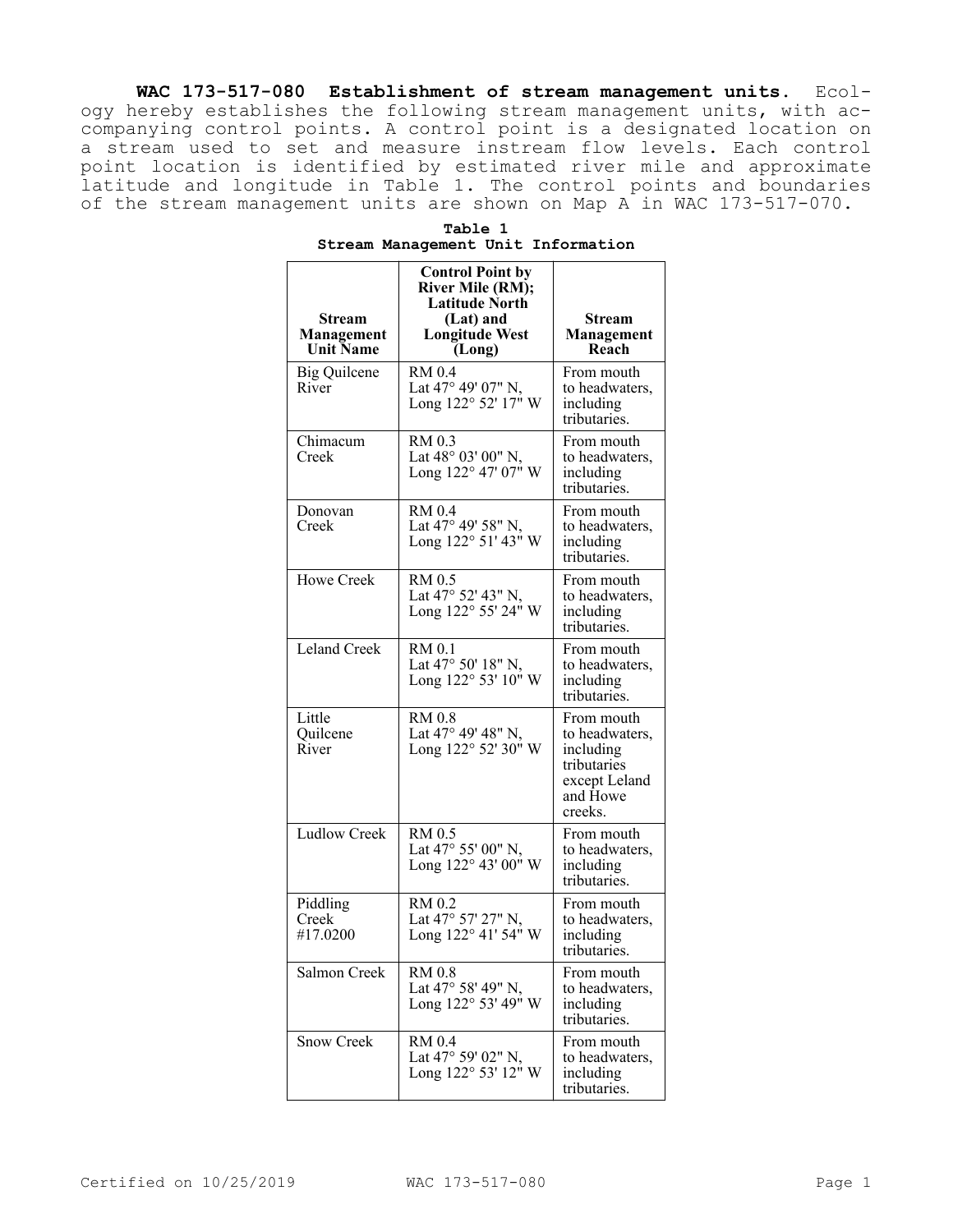**WAC 173-517-080 Establishment of stream management units.** Ecology hereby establishes the following stream management units, with accompanying control points. A control point is a designated location on a stream used to set and measure instream flow levels. Each control point location is identified by estimated river mile and approximate latitude and longitude in Table 1. The control points and boundaries of the stream management units are shown on Map A in WAC 173-517-070.

**Table 1**
**Stream Management Unit Information**

| Stream Management Unit Name | Control Point by River Mile (RM); Latitude North (Lat) and Longitude West (Long) | Stream Management Reach |
|---|---|---|
| Big Quilcene River | RM 0.4 Lat 47° 49' 07" N, Long 122° 52' 17" W | From mouth to headwaters, including tributaries. |
| Chimacum Creek | RM 0.3 Lat 48° 03' 00" N, Long 122° 47' 07" W | From mouth to headwaters, including tributaries. |
| Donovan Creek | RM 0.4 Lat 47° 49' 58" N, Long 122° 51' 43" W | From mouth to headwaters, including tributaries. |
| Howe Creek | RM 0.5 Lat 47° 52' 43" N, Long 122° 55' 24" W | From mouth to headwaters, including tributaries. |
| Leland Creek | RM 0.1 Lat 47° 50' 18" N, Long 122° 53' 10" W | From mouth to headwaters, including tributaries. |
| Little Quilcene River | RM 0.8 Lat 47° 49' 48" N, Long 122° 52' 30" W | From mouth to headwaters, including tributaries except Leland and Howe creeks. |
| Ludlow Creek | RM 0.5 Lat 47° 55' 00" N, Long 122° 43' 00" W | From mouth to headwaters, including tributaries. |
| Piddling Creek #17.0200 | RM 0.2 Lat 47° 57' 27" N, Long 122° 41' 54" W | From mouth to headwaters, including tributaries. |
| Salmon Creek | RM 0.8 Lat 47° 58' 49" N, Long 122° 53' 49" W | From mouth to headwaters, including tributaries. |
| Snow Creek | RM 0.4 Lat 47° 59' 02" N, Long 122° 53' 12" W | From mouth to headwaters, including tributaries. |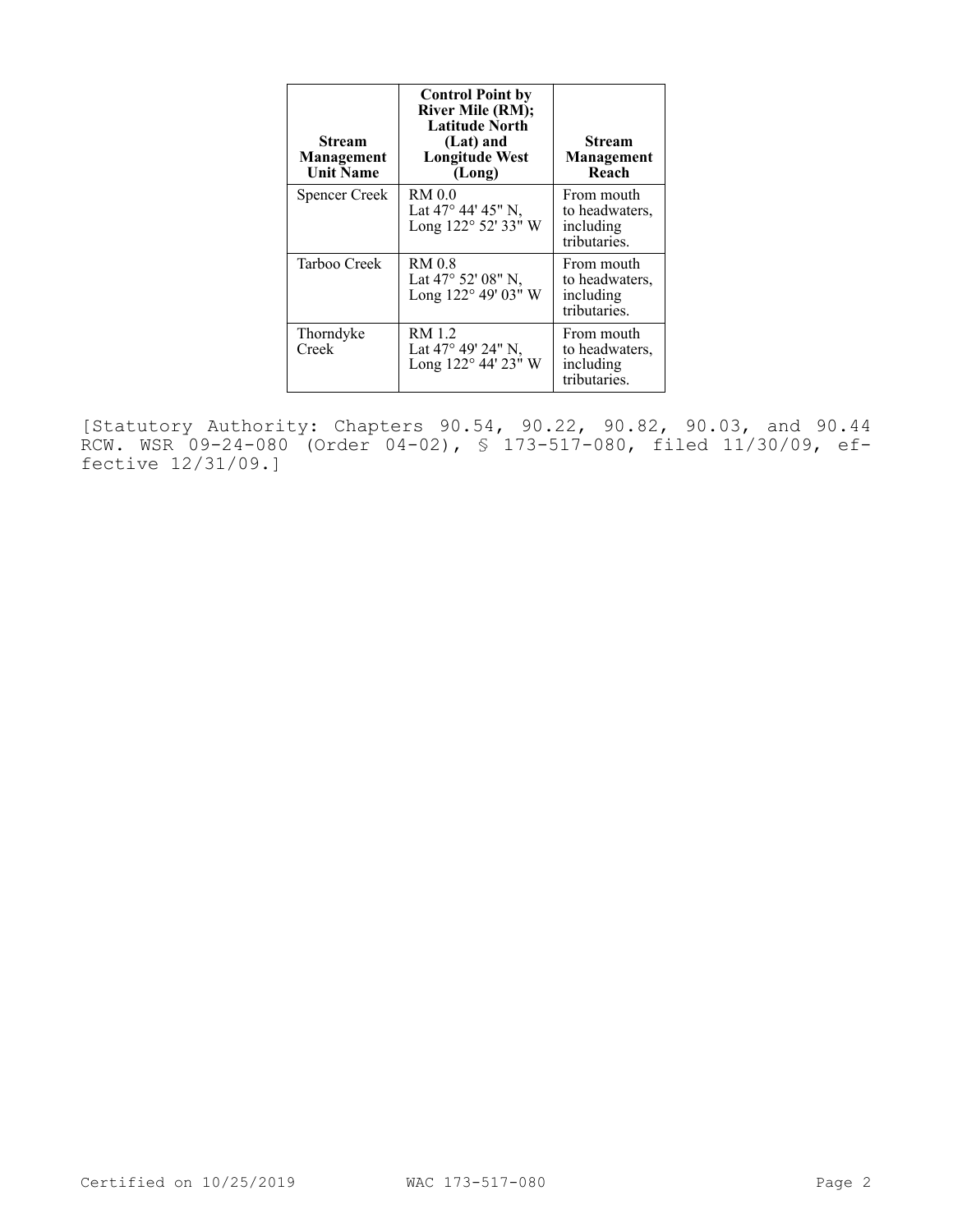| Stream Management Unit Name | Control Point by River Mile (RM); Latitude North (Lat) and Longitude West (Long) | Stream Management Reach |
| --- | --- | --- |
| Spencer Creek | RM 0.0 Lat 47° 44' 45" N, Long 122° 52' 33" W | From mouth to headwaters, including tributaries. |
| Tarboo Creek | RM 0.8 Lat 47° 52' 08" N, Long 122° 49' 03" W | From mouth to headwaters, including tributaries. |
| Thorndyke Creek | RM 1.2 Lat 47° 49' 24" N, Long 122° 44' 23" W | From mouth to headwaters, including tributaries. |

[Statutory Authority: Chapters 90.54, 90.22, 90.82, 90.03, and 90.44 RCW. WSR 09-24-080 (Order 04-02), § 173-517-080, filed 11/30/09, effective 12/31/09.]